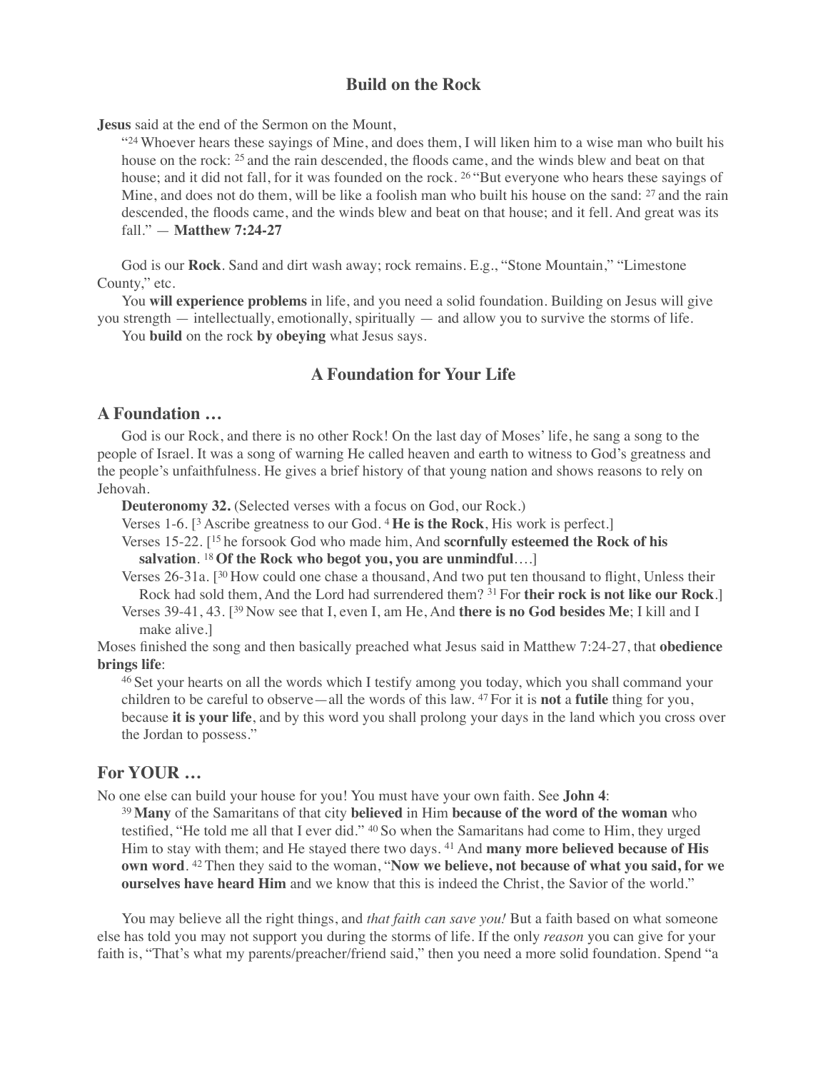## Build on the Rock

**Jesus** said at the end of the Sermon on the Mount,

> "[24] Whoever hears these sayings of Mine, and does them, I will liken him to a wise man who built his house on the rock: [25] and the rain descended, the floods came, and the winds blew and beat on that house; and it did not fall, for it was founded on the rock. [26] "But everyone who hears these sayings of Mine, and does not do them, will be like a foolish man who built his house on the sand: [27] and the rain descended, the floods came, and the winds blew and beat on that house; and it fell. And great was its fall." — **Matthew 7:24-27**

God is our **Rock**. Sand and dirt wash away; rock remains. E.g., "Stone Mountain," "Limestone County," etc.

You **will experience problems** in life, and you need a solid foundation. Building on Jesus will give you strength — intellectually, emotionally, spiritually — and allow you to survive the storms of life.

You **build** on the rock **by obeying** what Jesus says.

## A Foundation for Your Life

### A Foundation …

God is our Rock, and there is no other Rock! On the last day of Moses' life, he sang a song to the people of Israel. It was a song of warning He called heaven and earth to witness to God's greatness and the people's unfaithfulness. He gives a brief history of that young nation and shows reasons to rely on Jehovah.

**Deuteronomy 32.** (Selected verses with a focus on God, our Rock.)

Verses 1-6. [[3] Ascribe greatness to our God. [4] **He is the Rock**, His work is perfect.]

Verses 15-22. [[15] he forsook God who made him, And **scornfully esteemed the Rock of his salvation**. [18] **Of the Rock who begot you, you are unmindful**….]

Verses 26-31a. [[30] How could one chase a thousand, And two put ten thousand to flight, Unless their Rock had sold them, And the Lord had surrendered them? [31] For **their rock is not like our Rock**.]

Verses 39-41, 43. [[39] Now see that I, even I, am He, And **there is no God besides Me**; I kill and I make alive.]

Moses finished the song and then basically preached what Jesus said in Matthew 7:24-27, that **obedience brings life**:

> [46] Set your hearts on all the words which I testify among you today, which you shall command your children to be careful to observe—all the words of this law. [47] For it is **not** a **futile** thing for you, because **it is your life**, and by this word you shall prolong your days in the land which you cross over the Jordan to possess."

### For YOUR …

No one else can build your house for you! You must have your own faith. See **John 4**:

> [39] **Many** of the Samaritans of that city **believed** in Him **because of the word of the woman** who testified, "He told me all that I ever did." [40] So when the Samaritans had come to Him, they urged Him to stay with them; and He stayed there two days. [41] And **many more believed because of His own word**. [42] Then they said to the woman, "**Now we believe, not because of what you said, for we ourselves have heard Him** and we know that this is indeed the Christ, the Savior of the world."

You may believe all the right things, and *that faith can save you!* But a faith based on what someone else has told you may not support you during the storms of life. If the only *reason* you can give for your faith is, "That's what my parents/preacher/friend said," then you need a more solid foundation. Spend "a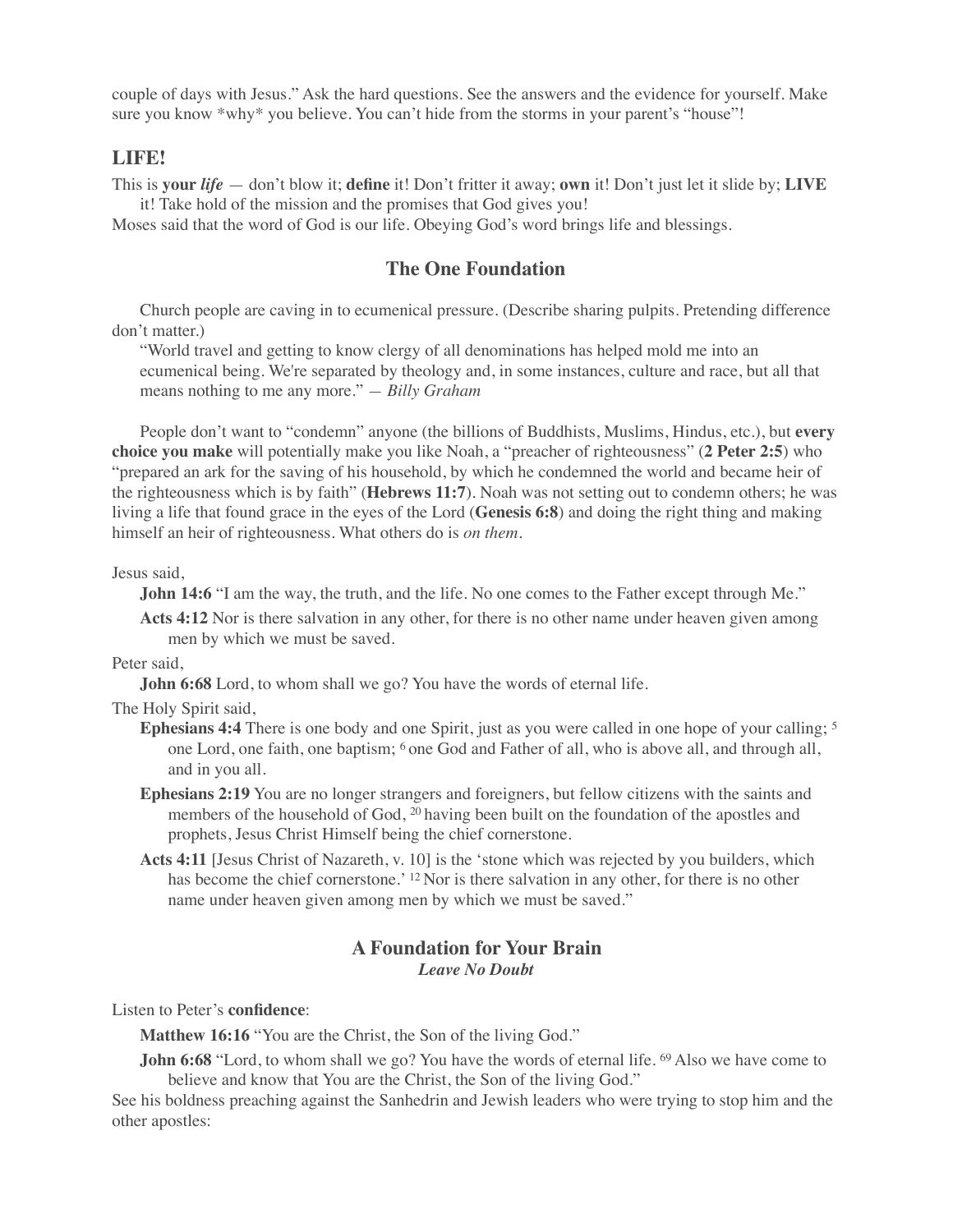couple of days with Jesus." Ask the hard questions. See the answers and the evidence for yourself. Make sure you know *why* you believe. You can't hide from the storms in your parent's "house"!

### LIFE!

This is **your** ***life*** — don't blow it; **define** it! Don't fritter it away; **own** it! Don't just let it slide by; **LIVE** it! Take hold of the mission and the promises that God gives you!

Moses said that the word of God is our life. Obeying God's word brings life and blessings.

## The One Foundation

Church people are caving in to ecumenical pressure. (Describe sharing pulpits. Pretending difference don't matter.)

> "World travel and getting to know clergy of all denominations has helped mold me into an ecumenical being. We're separated by theology and, in some instances, culture and race, but all that means nothing to me any more." — *Billy Graham*

People don't want to "condemn" anyone (the billions of Buddhists, Muslims, Hindus, etc.), but **every choice you make** will potentially make you like Noah, a "preacher of righteousness" (**2 Peter 2:5**) who "prepared an ark for the saving of his household, by which he condemned the world and became heir of the righteousness which is by faith" (**Hebrews 11:7**). Noah was not setting out to condemn others; he was living a life that found grace in the eyes of the Lord (**Genesis 6:8**) and doing the right thing and making himself an heir of righteousness. What others do is *on them*.

Jesus said,

> **John 14:6** "I am the way, the truth, and the life. No one comes to the Father except through Me."
>
> **Acts 4:12** Nor is there salvation in any other, for there is no other name under heaven given among men by which we must be saved.

Peter said,

> **John 6:68** Lord, to whom shall we go? You have the words of eternal life.

The Holy Spirit said,

> **Ephesians 4:4** There is one body and one Spirit, just as you were called in one hope of your calling; [5] one Lord, one faith, one baptism; [6] one God and Father of all, who is above all, and through all, and in you all.
>
> **Ephesians 2:19** You are no longer strangers and foreigners, but fellow citizens with the saints and members of the household of God, [20] having been built on the foundation of the apostles and prophets, Jesus Christ Himself being the chief cornerstone.
>
> **Acts 4:11** [Jesus Christ of Nazareth, v. 10] is the 'stone which was rejected by you builders, which has become the chief cornerstone.' [12] Nor is there salvation in any other, for there is no other name under heaven given among men by which we must be saved."

## A Foundation for Your Brain

***Leave No Doubt***

Listen to Peter's **confidence**:

> **Matthew 16:16** "You are the Christ, the Son of the living God."
>
> **John 6:68** "Lord, to whom shall we go? You have the words of eternal life. [69] Also we have come to believe and know that You are the Christ, the Son of the living God."

See his boldness preaching against the Sanhedrin and Jewish leaders who were trying to stop him and the other apostles: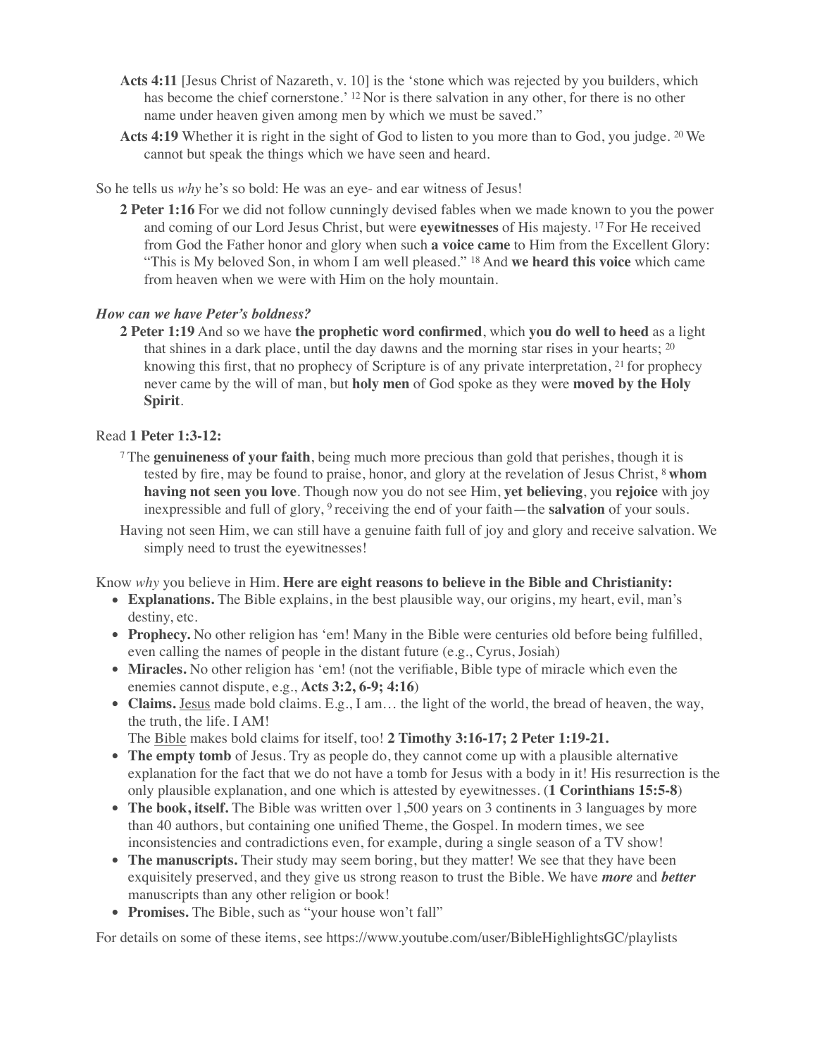**Acts 4:11** [Jesus Christ of Nazareth, v. 10] is the 'stone which was rejected by you builders, which has become the chief cornerstone.' [12] Nor is there salvation in any other, for there is no other name under heaven given among men by which we must be saved."

**Acts 4:19** Whether it is right in the sight of God to listen to you more than to God, you judge. [20] We cannot but speak the things which we have seen and heard.

So he tells us *why* he's so bold: He was an eye- and ear witness of Jesus!

**2 Peter 1:16** For we did not follow cunningly devised fables when we made known to you the power and coming of our Lord Jesus Christ, but were **eyewitnesses** of His majesty. [17] For He received from God the Father honor and glory when such **a voice came** to Him from the Excellent Glory: "This is My beloved Son, in whom I am well pleased." [18] And **we heard this voice** which came from heaven when we were with Him on the holy mountain.

***How can we have Peter's boldness?***

**2 Peter 1:19** And so we have **the prophetic word confirmed**, which **you do well to heed** as a light that shines in a dark place, until the day dawns and the morning star rises in your hearts; [20] knowing this first, that no prophecy of Scripture is of any private interpretation, [21] for prophecy never came by the will of man, but **holy men** of God spoke as they were **moved by the Holy Spirit**.

Read **1 Peter 1:3-12:**

[7] The **genuineness of your faith**, being much more precious than gold that perishes, though it is tested by fire, may be found to praise, honor, and glory at the revelation of Jesus Christ, [8] **whom having not seen you love**. Though now you do not see Him, **yet believing**, you **rejoice** with joy inexpressible and full of glory, [9] receiving the end of your faith—the **salvation** of your souls.

Having not seen Him, we can still have a genuine faith full of joy and glory and receive salvation. We simply need to trust the eyewitnesses!

Know *why* you believe in Him. **Here are eight reasons to believe in the Bible and Christianity:**

- **Explanations.** The Bible explains, in the best plausible way, our origins, my heart, evil, man's destiny, etc.
- **Prophecy.** No other religion has 'em! Many in the Bible were centuries old before being fulfilled, even calling the names of people in the distant future (e.g., Cyrus, Josiah)
- **Miracles.** No other religion has 'em! (not the verifiable, Bible type of miracle which even the enemies cannot dispute, e.g., **Acts 3:2, 6-9; 4:16**)
- **Claims.** Jesus made bold claims. E.g., I am… the light of the world, the bread of heaven, the way, the truth, the life. I AM!
  The Bible makes bold claims for itself, too! **2 Timothy 3:16-17; 2 Peter 1:19-21.**
- **The empty tomb** of Jesus. Try as people do, they cannot come up with a plausible alternative explanation for the fact that we do not have a tomb for Jesus with a body in it! His resurrection is the only plausible explanation, and one which is attested by eyewitnesses. (**1 Corinthians 15:5-8**)
- **The book, itself.** The Bible was written over 1,500 years on 3 continents in 3 languages by more than 40 authors, but containing one unified Theme, the Gospel. In modern times, we see inconsistencies and contradictions even, for example, during a single season of a TV show!
- **The manuscripts.** Their study may seem boring, but they matter! We see that they have been exquisitely preserved, and they give us strong reason to trust the Bible. We have ***more*** and ***better*** manuscripts than any other religion or book!
- **Promises.** The Bible, such as "your house won't fall"

For details on some of these items, see https://www.youtube.com/user/BibleHighlightsGC/playlists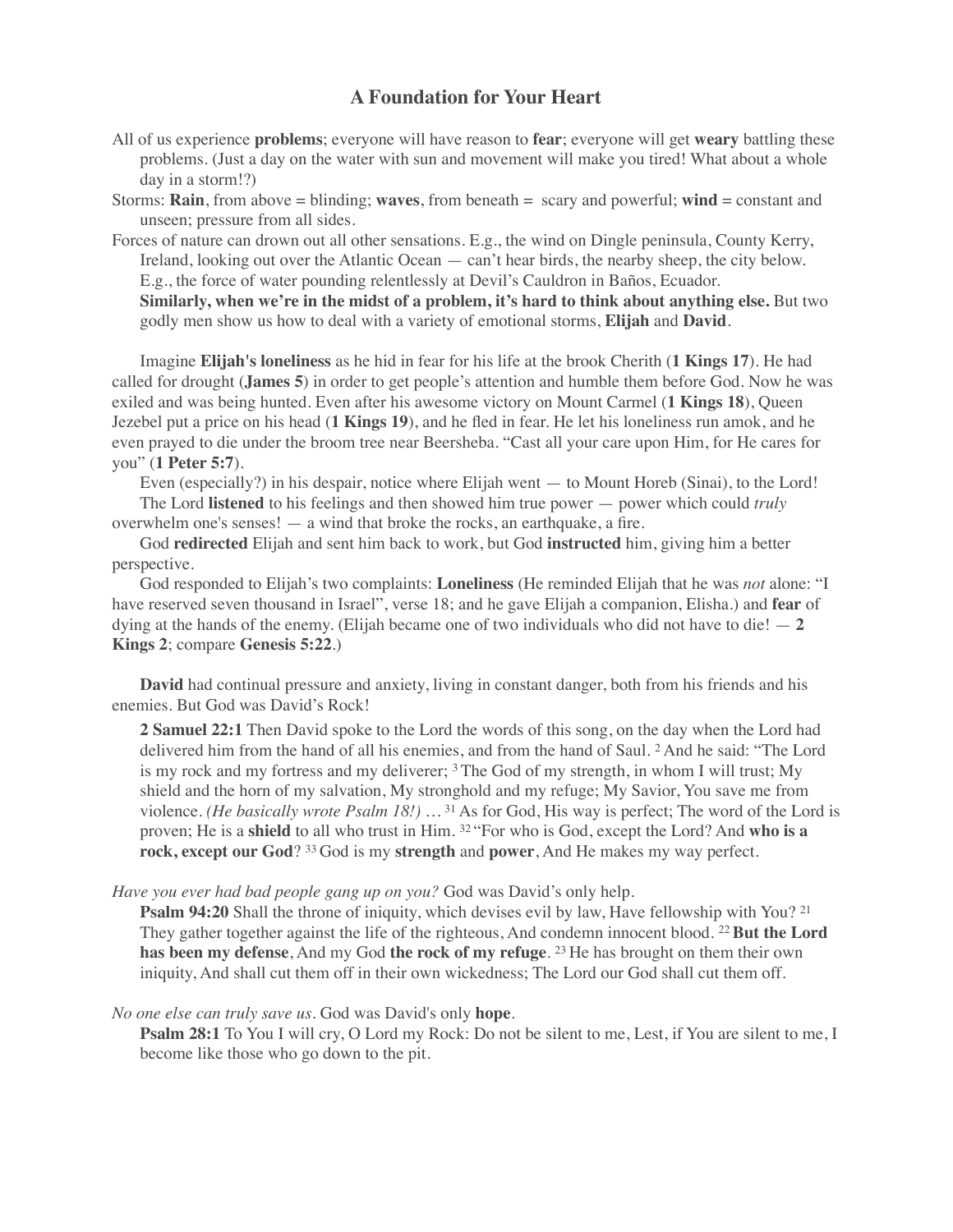## A Foundation for Your Heart

All of us experience **problems**; everyone will have reason to **fear**; everyone will get **weary** battling these problems. (Just a day on the water with sun and movement will make you tired! What about a whole day in a storm!?)

Storms: **Rain**, from above = blinding; **waves**, from beneath = scary and powerful; **wind** = constant and unseen; pressure from all sides.

Forces of nature can drown out all other sensations. E.g., the wind on Dingle peninsula, County Kerry, Ireland, looking out over the Atlantic Ocean — can't hear birds, the nearby sheep, the city below. E.g., the force of water pounding relentlessly at Devil's Cauldron in Baños, Ecuador. **Similarly, when we're in the midst of a problem, it's hard to think about anything else.** But two godly men show us how to deal with a variety of emotional storms, **Elijah** and **David**.

Imagine **Elijah's loneliness** as he hid in fear for his life at the brook Cherith (**1 Kings 17**). He had called for drought (**James 5**) in order to get people's attention and humble them before God. Now he was exiled and was being hunted. Even after his awesome victory on Mount Carmel (**1 Kings 18**), Queen Jezebel put a price on his head (**1 Kings 19**), and he fled in fear. He let his loneliness run amok, and he even prayed to die under the broom tree near Beersheba. "Cast all your care upon Him, for He cares for you" (**1 Peter 5:7**).

Even (especially?) in his despair, notice where Elijah went — to Mount Horeb (Sinai), to the Lord!

The Lord **listened** to his feelings and then showed him true power — power which could *truly* overwhelm one's senses! — a wind that broke the rocks, an earthquake, a fire.

God **redirected** Elijah and sent him back to work, but God **instructed** him, giving him a better perspective.

God responded to Elijah's two complaints: **Loneliness** (He reminded Elijah that he was *not* alone: "I have reserved seven thousand in Israel", verse 18; and he gave Elijah a companion, Elisha.) and **fear** of dying at the hands of the enemy. (Elijah became one of two individuals who did not have to die! — **2 Kings 2**; compare **Genesis 5:22**.)

**David** had continual pressure and anxiety, living in constant danger, both from his friends and his enemies. But God was David's Rock!

> **2 Samuel 22:1** Then David spoke to the Lord the words of this song, on the day when the Lord had delivered him from the hand of all his enemies, and from the hand of Saul. [2] And he said: "The Lord is my rock and my fortress and my deliverer; [3] The God of my strength, in whom I will trust; My shield and the horn of my salvation, My stronghold and my refuge; My Savior, You save me from violence. *(He basically wrote Psalm 18!)* … [31] As for God, His way is perfect; The word of the Lord is proven; He is a **shield** to all who trust in Him. [32] "For who is God, except the Lord? And **who is a rock, except our God**? [33] God is my **strength** and **power**, And He makes my way perfect.

*Have you ever had bad people gang up on you?* God was David's only help.

> **Psalm 94:20** Shall the throne of iniquity, which devises evil by law, Have fellowship with You? [21] They gather together against the life of the righteous, And condemn innocent blood. [22] **But the Lord has been my defense**, And my God **the rock of my refuge**. [23] He has brought on them their own iniquity, And shall cut them off in their own wickedness; The Lord our God shall cut them off.

*No one else can truly save us.* God was David's only **hope**.

> **Psalm 28:1** To You I will cry, O Lord my Rock: Do not be silent to me, Lest, if You are silent to me, I become like those who go down to the pit.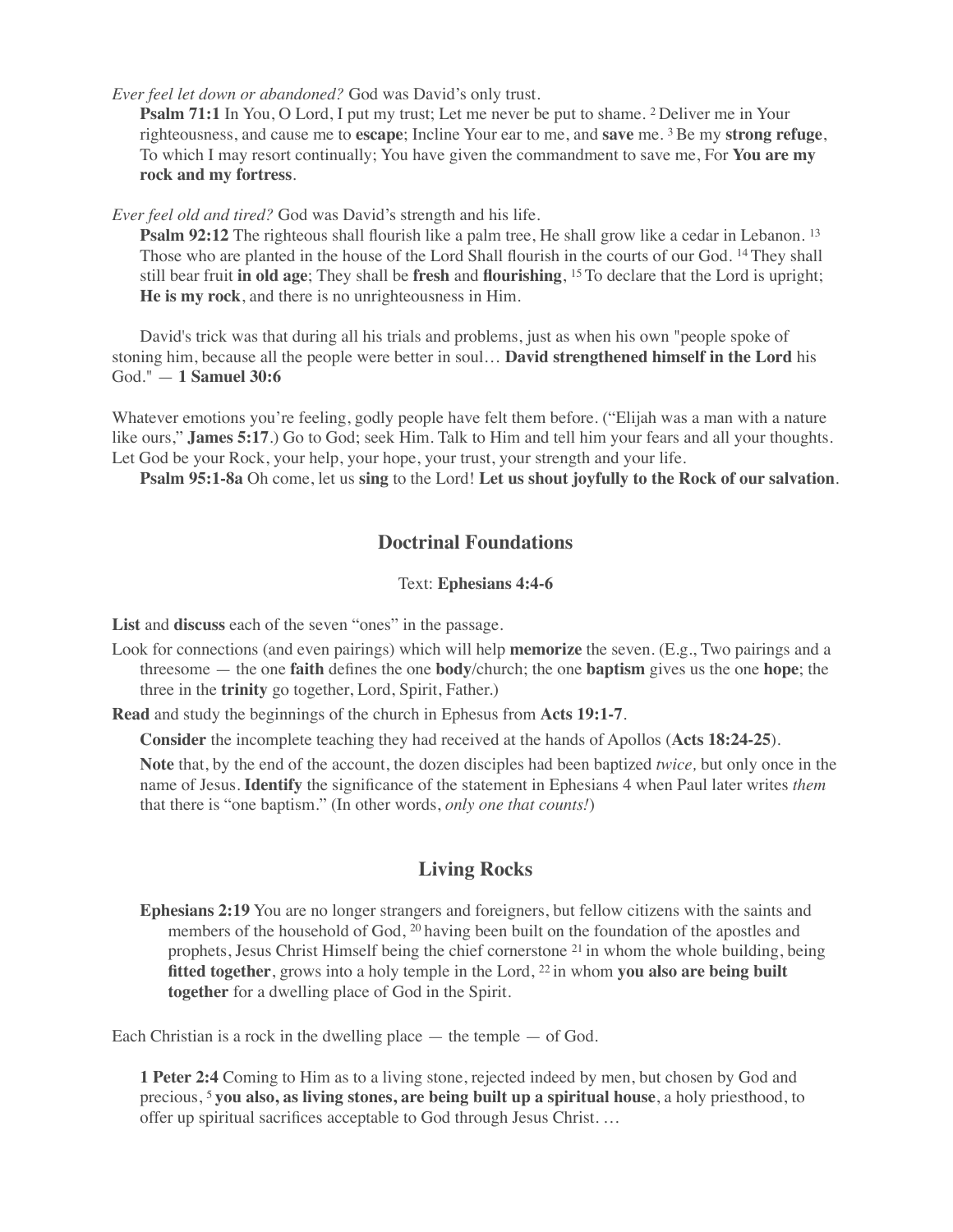*Ever feel let down or abandoned?* God was David's only trust.

**Psalm 71:1** In You, O Lord, I put my trust; Let me never be put to shame. [2] Deliver me in Your righteousness, and cause me to **escape**; Incline Your ear to me, and **save** me. [3] Be my **strong refuge**, To which I may resort continually; You have given the commandment to save me, For **You are my rock and my fortress**.

*Ever feel old and tired?* God was David's strength and his life.

**Psalm 92:12** The righteous shall flourish like a palm tree, He shall grow like a cedar in Lebanon. [13] Those who are planted in the house of the Lord Shall flourish in the courts of our God. [14] They shall still bear fruit **in old age**; They shall be **fresh** and **flourishing**, [15] To declare that the Lord is upright; **He is my rock**, and there is no unrighteousness in Him.

David's trick was that during all his trials and problems, just as when his own "people spoke of stoning him, because all the people were better in soul… **David strengthened himself in the Lord** his God." — **1 Samuel 30:6**

Whatever emotions you're feeling, godly people have felt them before. ("Elijah was a man with a nature like ours," **James 5:17**.) Go to God; seek Him. Talk to Him and tell him your fears and all your thoughts. Let God be your Rock, your help, your hope, your trust, your strength and your life.

**Psalm 95:1-8a** Oh come, let us **sing** to the Lord! **Let us shout joyfully to the Rock of our salvation**.

## Doctrinal Foundations

Text: **Ephesians 4:4-6**

**List** and **discuss** each of the seven "ones" in the passage.

Look for connections (and even pairings) which will help **memorize** the seven. (E.g., Two pairings and a threesome — the one **faith** defines the one **body**/church; the one **baptism** gives us the one **hope**; the three in the **trinity** go together, Lord, Spirit, Father.)

**Read** and study the beginnings of the church in Ephesus from **Acts 19:1-7**.

**Consider** the incomplete teaching they had received at the hands of Apollos (**Acts 18:24-25**).

**Note** that, by the end of the account, the dozen disciples had been baptized *twice,* but only once in the name of Jesus. **Identify** the significance of the statement in Ephesians 4 when Paul later writes *them* that there is "one baptism." (In other words, *only one that counts!*)

## Living Rocks

**Ephesians 2:19** You are no longer strangers and foreigners, but fellow citizens with the saints and members of the household of God, [20] having been built on the foundation of the apostles and prophets, Jesus Christ Himself being the chief cornerstone [21] in whom the whole building, being **fitted together**, grows into a holy temple in the Lord, [22] in whom **you also are being built together** for a dwelling place of God in the Spirit.

Each Christian is a rock in the dwelling place — the temple — of God.

**1 Peter 2:4** Coming to Him as to a living stone, rejected indeed by men, but chosen by God and precious, [5] **you also, as living stones, are being built up a spiritual house**, a holy priesthood, to offer up spiritual sacrifices acceptable to God through Jesus Christ. …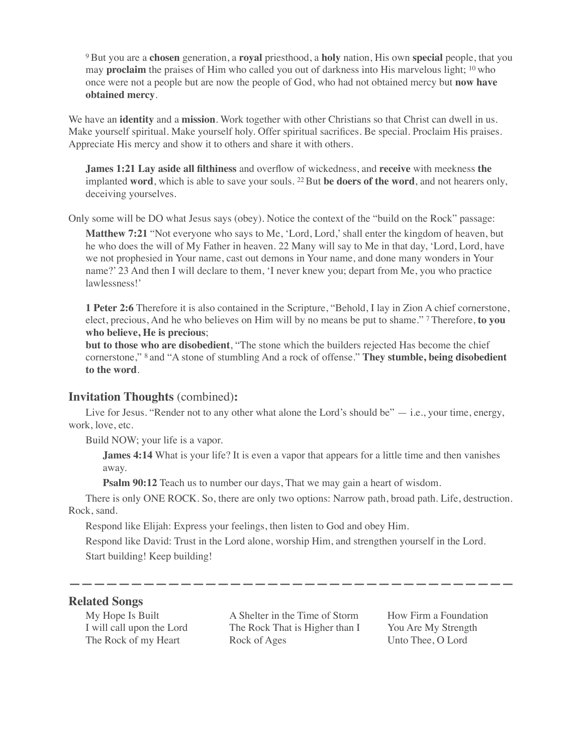> [9] But you are a **chosen** generation, a **royal** priesthood, a **holy** nation, His own **special** people, that you may **proclaim** the praises of Him who called you out of darkness into His marvelous light; [10] who once were not a people but are now the people of God, who had not obtained mercy but **now have obtained mercy**.

We have an **identity** and a **mission**. Work together with other Christians so that Christ can dwell in us. Make yourself spiritual. Make yourself holy. Offer spiritual sacrifices. Be special. Proclaim His praises. Appreciate His mercy and show it to others and share it with others.

> **James 1:21 Lay aside all filthiness** and overflow of wickedness, and **receive** with meekness **the** implanted **word**, which is able to save your souls. [22] But **be doers of the word**, and not hearers only, deceiving yourselves.

Only some will be DO what Jesus says (obey). Notice the context of the "build on the Rock" passage:

> **Matthew 7:21** "Not everyone who says to Me, 'Lord, Lord,' shall enter the kingdom of heaven, but he who does the will of My Father in heaven. 22 Many will say to Me in that day, 'Lord, Lord, have we not prophesied in Your name, cast out demons in Your name, and done many wonders in Your name?' 23 And then I will declare to them, 'I never knew you; depart from Me, you who practice lawlessness!'
>
> **1 Peter 2:6** Therefore it is also contained in the Scripture, "Behold, I lay in Zion A chief cornerstone, elect, precious, And he who believes on Him will by no means be put to shame." [7] Therefore, **to you who believe, He is precious**;
> **but to those who are disobedient**, "The stone which the builders rejected Has become the chief cornerstone," [8] and "A stone of stumbling And a rock of offense." **They stumble, being disobedient to the word**.

## **Invitation Thoughts** (combined)**:**

Live for Jesus. "Render not to any other what alone the Lord's should be" — i.e., your time, energy, work, love, etc.

Build NOW; your life is a vapor.

> **James 4:14** What is your life? It is even a vapor that appears for a little time and then vanishes away.
>
> **Psalm 90:12** Teach us to number our days, That we may gain a heart of wisdom.

There is only ONE ROCK. So, there are only two options: Narrow path, broad path. Life, destruction. Rock, sand.

Respond like Elijah: Express your feelings, then listen to God and obey Him.

Respond like David: Trust in the Lord alone, worship Him, and strengthen yourself in the Lord.

Start building! Keep building!

---

## Related Songs

My Hope Is Built
I will call upon the Lord
The Rock of my Heart
A Shelter in the Time of Storm
The Rock That is Higher than I
Rock of Ages
How Firm a Foundation
You Are My Strength
Unto Thee, O Lord